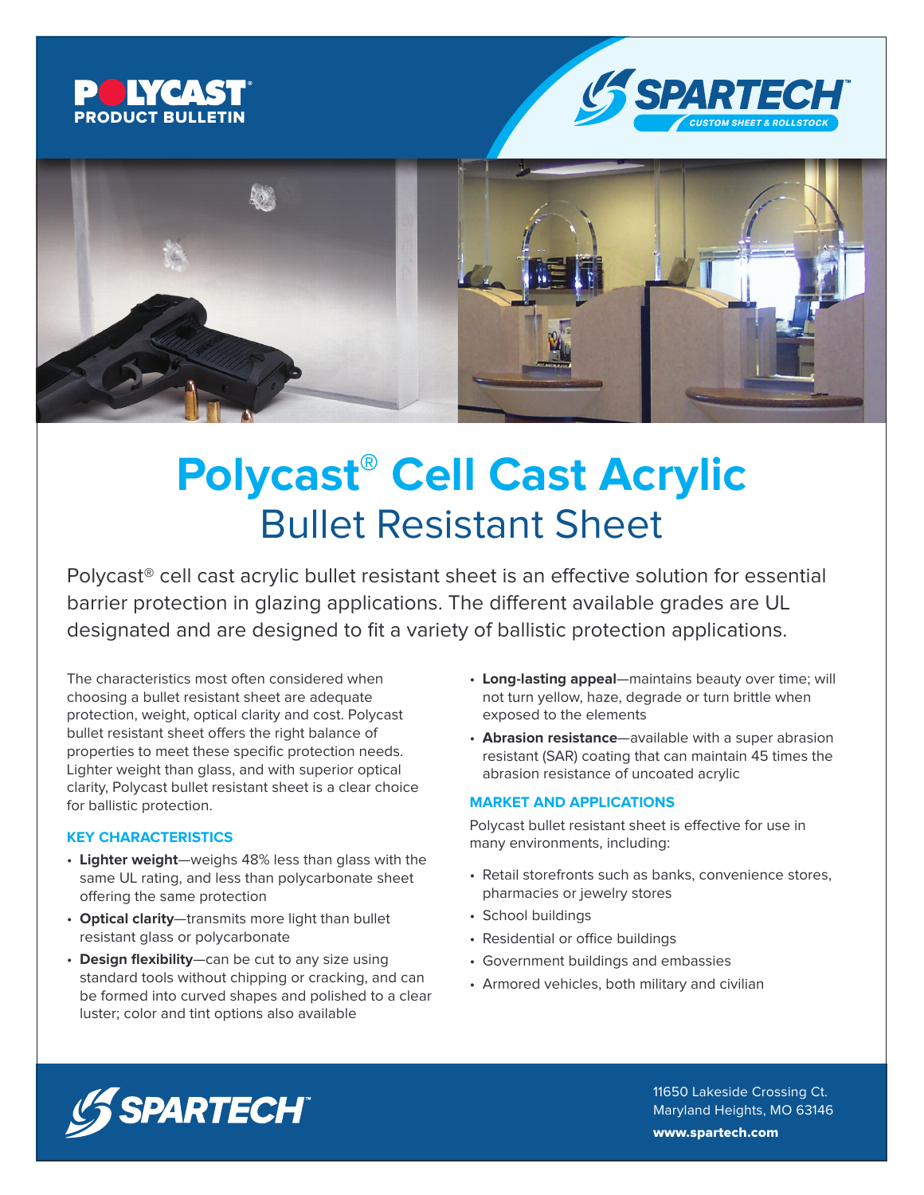POLYCAST®
PRODUCT BULLETIN

SPARTECH™
CUSTOM SHEET & ROLLSTOCK

# Polycast® Cell Cast Acrylic
## Bullet Resistant Sheet

Polycast® cell cast acrylic bullet resistant sheet is an effective solution for essential barrier protection in glazing applications. The different available grades are UL designated and are designed to fit a variety of ballistic protection applications.

The characteristics most often considered when choosing a bullet resistant sheet are adequate protection, weight, optical clarity and cost. Polycast bullet resistant sheet offers the right balance of properties to meet these specific protection needs. Lighter weight than glass, and with superior optical clarity, Polycast bullet resistant sheet is a clear choice for ballistic protection.

### KEY CHARACTERISTICS

- **Lighter weight**—weighs 48% less than glass with the same UL rating, and less than polycarbonate sheet offering the same protection
- **Optical clarity**—transmits more light than bullet resistant glass or polycarbonate
- **Design flexibility**—can be cut to any size using standard tools without chipping or cracking, and can be formed into curved shapes and polished to a clear luster; color and tint options also available
- **Long-lasting appeal**—maintains beauty over time; will not turn yellow, haze, degrade or turn brittle when exposed to the elements
- **Abrasion resistance**—available with a super abrasion resistant (SAR) coating that can maintain 45 times the abrasion resistance of uncoated acrylic

### MARKET AND APPLICATIONS

Polycast bullet resistant sheet is effective for use in many environments, including:

- Retail storefronts such as banks, convenience stores, pharmacies or jewelry stores
- School buildings
- Residential or office buildings
- Government buildings and embassies
- Armored vehicles, both military and civilian

SPARTECH™

11650 Lakeside Crossing Ct.
Maryland Heights, MO 63146
**www.spartech.com**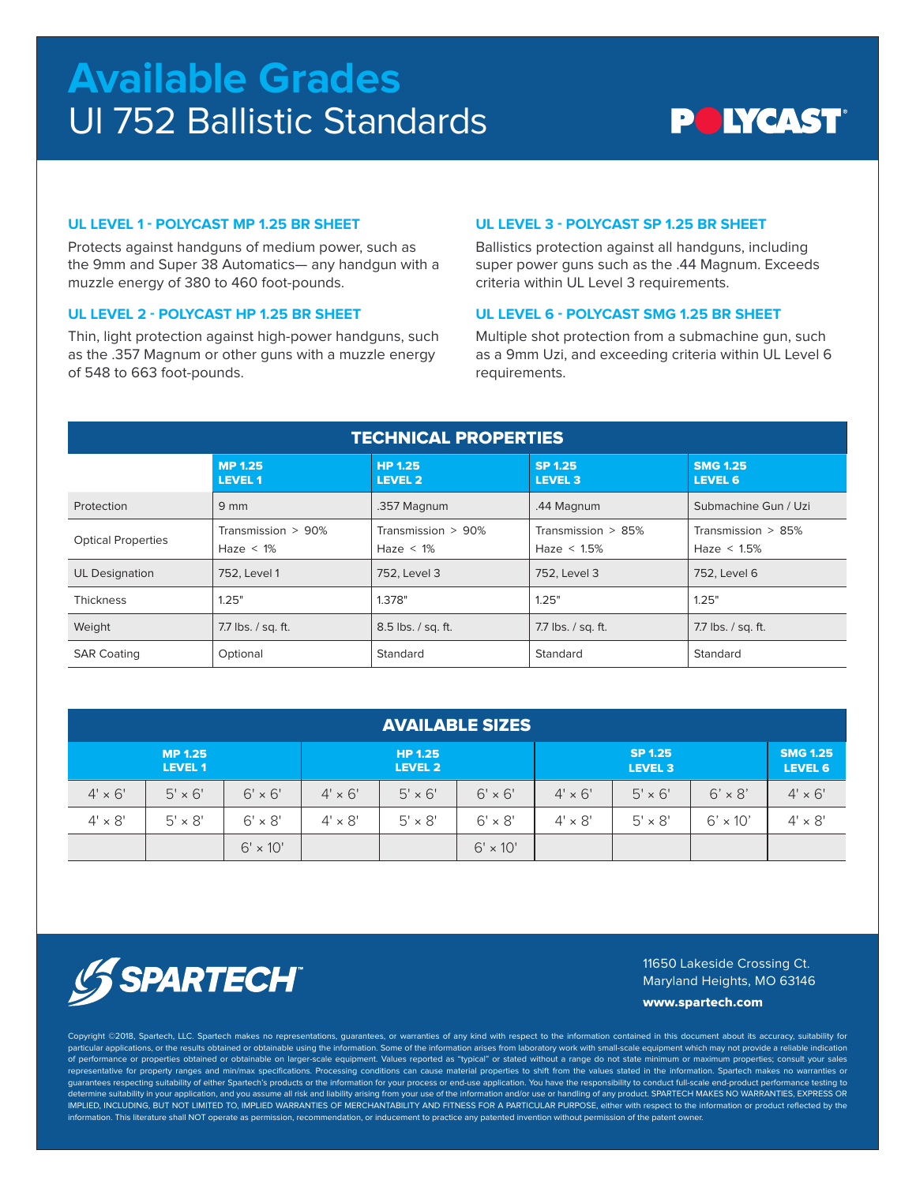# Available Grades

## Ul 752 Ballistic Standards

POLYCAST

### UL LEVEL 1 - POLYCAST MP 1.25 BR SHEET

Protects against handguns of medium power, such as the 9mm and Super 38 Automatics— any handgun with a muzzle energy of 380 to 460 foot-pounds.

### UL LEVEL 2 - POLYCAST HP 1.25 BR SHEET

Thin, light protection against high-power handguns, such as the .357 Magnum or other guns with a muzzle energy of 548 to 663 foot-pounds.

### UL LEVEL 3 - POLYCAST SP 1.25 BR SHEET

Ballistics protection against all handguns, including super power guns such as the .44 Magnum. Exceeds criteria within UL Level 3 requirements.

### UL LEVEL 6 - POLYCAST SMG 1.25 BR SHEET

Multiple shot protection from a submachine gun, such as a 9mm Uzi, and exceeding criteria within UL Level 6 requirements.

**TECHNICAL PROPERTIES**

| | MP 1.25 LEVEL 1 | HP 1.25 LEVEL 2 | SP 1.25 LEVEL 3 | SMG 1.25 LEVEL 6 |
|---|---|---|---|---|
| Protection | 9 mm | .357 Magnum | .44 Magnum | Submachine Gun / Uzi |
| Optical Properties | Transmission > 90% Haze < 1% | Transmission > 90% Haze < 1% | Transmission > 85% Haze < 1.5% | Transmission > 85% Haze < 1.5% |
| UL Designation | 752, Level 1 | 752, Level 3 | 752, Level 3 | 752, Level 6 |
| Thickness | 1.25" | 1.378" | 1.25" | 1.25" |
| Weight | 7.7 lbs. / sq. ft. | 8.5 lbs. / sq. ft. | 7.7 lbs. / sq. ft. | 7.7 lbs. / sq. ft. |
| SAR Coating | Optional | Standard | Standard | Standard |

**AVAILABLE SIZES**

| MP 1.25 LEVEL 1 | | | HP 1.25 LEVEL 2 | | | SP 1.25 LEVEL 3 | | | SMG 1.25 LEVEL 6 |
|---|---|---|---|---|---|---|---|---|---|
| 4' × 6' | 5' × 6' | 6' × 6' | 4' × 6' | 5' × 6' | 6' × 6' | 4' × 6' | 5' × 6' | 6' × 8' | 4' × 6' |
| 4' × 8' | 5' × 8' | 6' × 8' | 4' × 8' | 5' × 8' | 6' × 8' | 4' × 8' | 5' × 8' | 6' × 10' | 4' × 8' |
| | | 6' × 10' | | | 6' × 10' | | | | |

SPARTECH™

11650 Lakeside Crossing Ct.
Maryland Heights, MO 63146

**www.spartech.com**

Copyright ©2018, Spartech, LLC. Spartech makes no representations, guarantees, or warranties of any kind with respect to the information contained in this document about its accuracy, suitability for particular applications, or the results obtained or obtainable using the information. Some of the information arises from laboratory work with small-scale equipment which may not provide a reliable indication of performance or properties obtained or obtainable on larger-scale equipment. Values reported as "typical" or stated without a range do not state minimum or maximum properties; consult your sales representative for property ranges and min/max specifications. Processing conditions can cause material properties to shift from the values stated in the information. Spartech makes no warranties or guarantees respecting suitability of either Spartech's products or the information for your process or end-use application. You have the responsibility to conduct full-scale end-product performance testing to determine suitability in your application, and you assume all risk and liability arising from your use of the information and/or use or handling of any product. SPARTECH MAKES NO WARRANTIES, EXPRESS OR IMPLIED, INCLUDING, BUT NOT LIMITED TO, IMPLIED WARRANTIES OF MERCHANTABILITY AND FITNESS FOR A PARTICULAR PURPOSE, either with respect to the information or product reflected by the information. This literature shall NOT operate as permission, recommendation, or inducement to practice any patented invention without permission of the patent owner.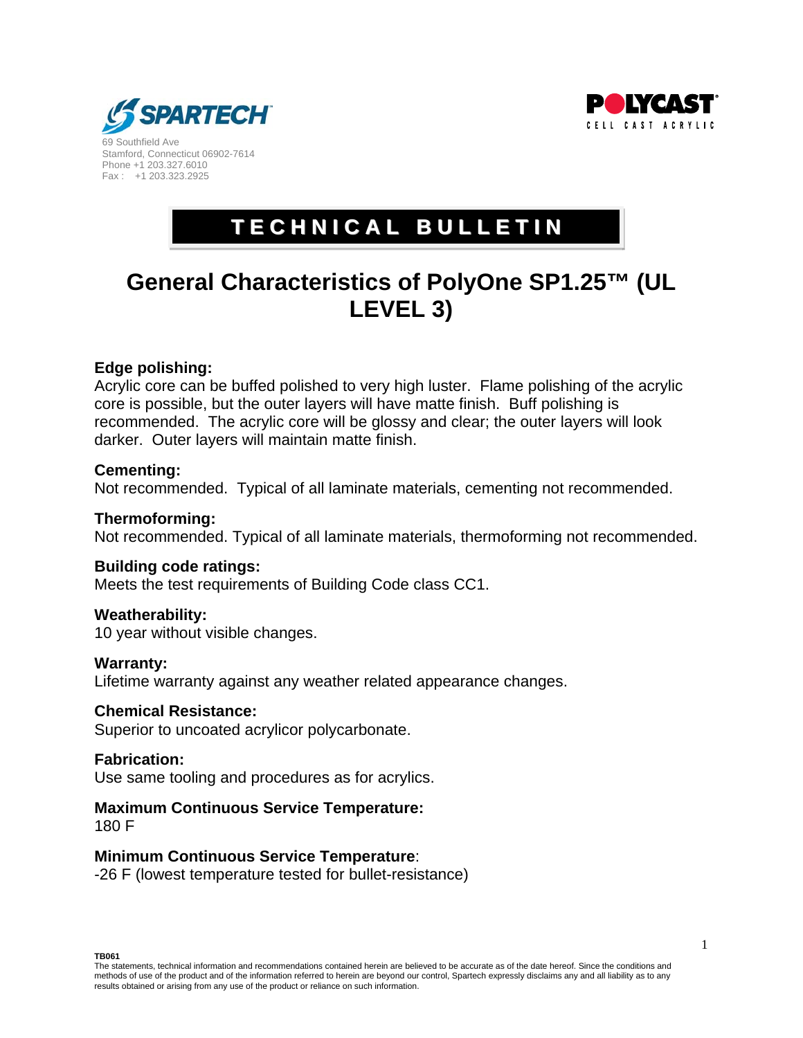SPARTECH

69 Southfield Ave
Stamford, Connecticut 06902-7614
Phone +1 203.327.6010
Fax : +1 203.323.2925

POLYCAST
CELL CAST ACRYLIC

**TECHNICAL BULLETIN**

# General Characteristics of PolyOne SP1.25™ (UL LEVEL 3)

**Edge polishing:**
Acrylic core can be buffed polished to very high luster. Flame polishing of the acrylic core is possible, but the outer layers will have matte finish. Buff polishing is recommended. The acrylic core will be glossy and clear; the outer layers will look darker. Outer layers will maintain matte finish.

**Cementing:**
Not recommended. Typical of all laminate materials, cementing not recommended.

**Thermoforming:**
Not recommended. Typical of all laminate materials, thermoforming not recommended.

**Building code ratings:**
Meets the test requirements of Building Code class CC1.

**Weatherability:**
10 year without visible changes.

**Warranty:**
Lifetime warranty against any weather related appearance changes.

**Chemical Resistance:**
Superior to uncoated acrylicor polycarbonate.

**Fabrication:**
Use same tooling and procedures as for acrylics.

**Maximum Continuous Service Temperature:**
180 F

**Minimum Continuous Service Temperature**:
-26 F (lowest temperature tested for bullet-resistance)

**TB061**
The statements, technical information and recommendations contained herein are believed to be accurate as of the date hereof. Since the conditions and methods of use of the product and of the information referred to herein are beyond our control, Spartech expressly disclaims any and all liability as to any results obtained or arising from any use of the product or reliance on such information.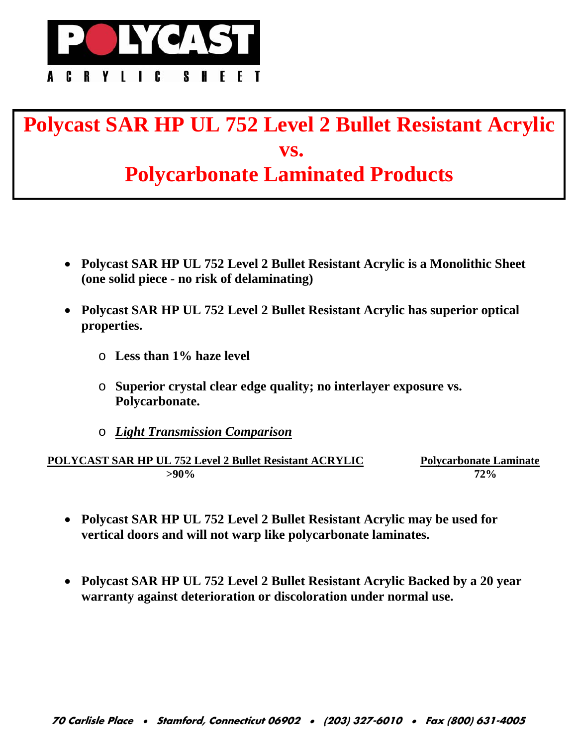**POLYCAST**

**ACRYLIC SHEET**

# Polycast SAR HP UL 752 Level 2 Bullet Resistant Acrylic vs. Polycarbonate Laminated Products

- **Polycast SAR HP UL 752 Level 2 Bullet Resistant Acrylic is a Monolithic Sheet (one solid piece - no risk of delaminating)**
- **Polycast SAR HP UL 752 Level 2 Bullet Resistant Acrylic has superior optical properties.**
  - **Less than 1% haze level**
  - **Superior crystal clear edge quality; no interlayer exposure vs. Polycarbonate.**
  - ***Light Transmission Comparison***

| POLYCAST SAR HP UL 752 Level 2 Bullet Resistant ACRYLIC | Polycarbonate Laminate |
|---|---|
| >90% | 72% |

- **Polycast SAR HP UL 752 Level 2 Bullet Resistant Acrylic may be used for vertical doors and will not warp like polycarbonate laminates.**
- **Polycast SAR HP UL 752 Level 2 Bullet Resistant Acrylic Backed by a 20 year warranty against deterioration or discoloration under normal use.**

*70 Carlisle Place • Stamford, Connecticut 06902 • (203) 327-6010 • Fax (800) 631-4005*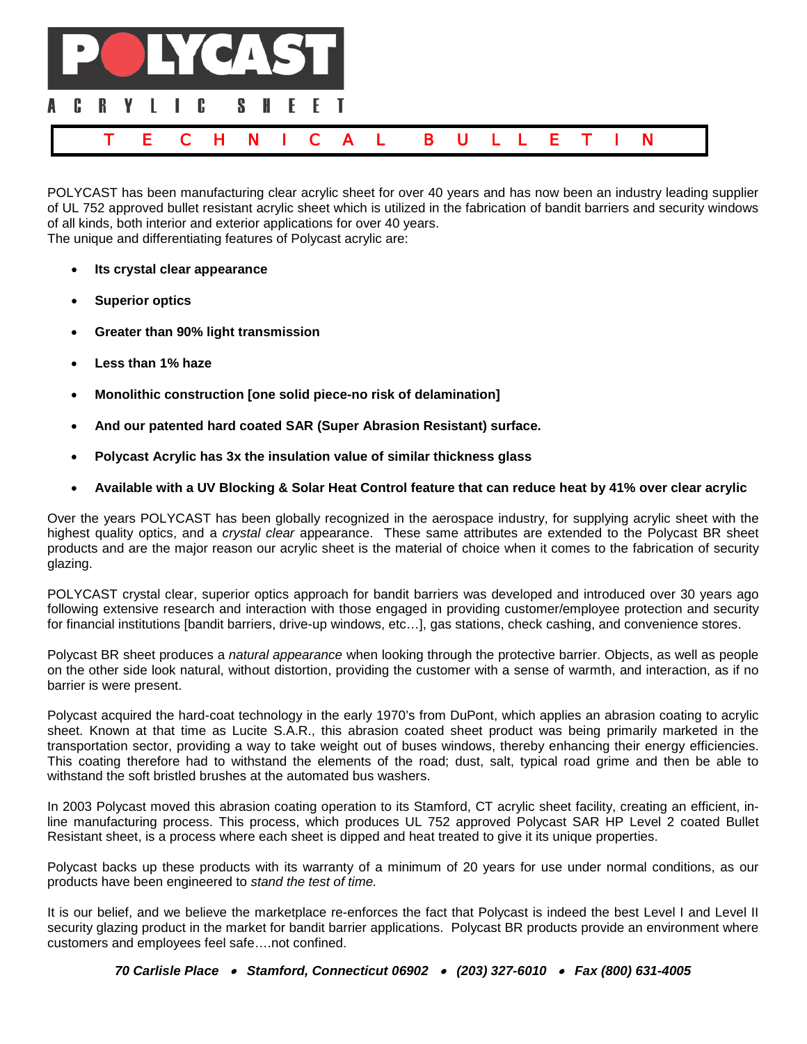# POLYCAST

A C R Y L I C S H E E T

## T E C H N I C A L B U L L E T I N

POLYCAST has been manufacturing clear acrylic sheet for over 40 years and has now been an industry leading supplier of UL 752 approved bullet resistant acrylic sheet which is utilized in the fabrication of bandit barriers and security windows of all kinds, both interior and exterior applications for over 40 years.
The unique and differentiating features of Polycast acrylic are:

- **Its crystal clear appearance**
- **Superior optics**
- **Greater than 90% light transmission**
- **Less than 1% haze**
- **Monolithic construction [one solid piece-no risk of delamination]**
- **And our patented hard coated SAR (Super Abrasion Resistant) surface.**
- **Polycast Acrylic has 3x the insulation value of similar thickness glass**
- **Available with a UV Blocking & Solar Heat Control feature that can reduce heat by 41% over clear acrylic**

Over the years POLYCAST has been globally recognized in the aerospace industry, for supplying acrylic sheet with the highest quality optics, and a *crystal clear* appearance. These same attributes are extended to the Polycast BR sheet products and are the major reason our acrylic sheet is the material of choice when it comes to the fabrication of security glazing.

POLYCAST crystal clear, superior optics approach for bandit barriers was developed and introduced over 30 years ago following extensive research and interaction with those engaged in providing customer/employee protection and security for financial institutions [bandit barriers, drive-up windows, etc…], gas stations, check cashing, and convenience stores.

Polycast BR sheet produces a *natural appearance* when looking through the protective barrier. Objects, as well as people on the other side look natural, without distortion, providing the customer with a sense of warmth, and interaction, as if no barrier is were present.

Polycast acquired the hard-coat technology in the early 1970's from DuPont, which applies an abrasion coating to acrylic sheet. Known at that time as Lucite S.A.R., this abrasion coated sheet product was being primarily marketed in the transportation sector, providing a way to take weight out of buses windows, thereby enhancing their energy efficiencies. This coating therefore had to withstand the elements of the road; dust, salt, typical road grime and then be able to withstand the soft bristled brushes at the automated bus washers.

In 2003 Polycast moved this abrasion coating operation to its Stamford, CT acrylic sheet facility, creating an efficient, in-line manufacturing process. This process, which produces UL 752 approved Polycast SAR HP Level 2 coated Bullet Resistant sheet, is a process where each sheet is dipped and heat treated to give it its unique properties.

Polycast backs up these products with its warranty of a minimum of 20 years for use under normal conditions, as our products have been engineered to *stand the test of time.*

It is our belief, and we believe the marketplace re-enforces the fact that Polycast is indeed the best Level I and Level II security glazing product in the market for bandit barrier applications. Polycast BR products provide an environment where customers and employees feel safe….not confined.

***70 Carlisle Place • Stamford, Connecticut 06902 • (203) 327-6010 • Fax (800) 631-4005***